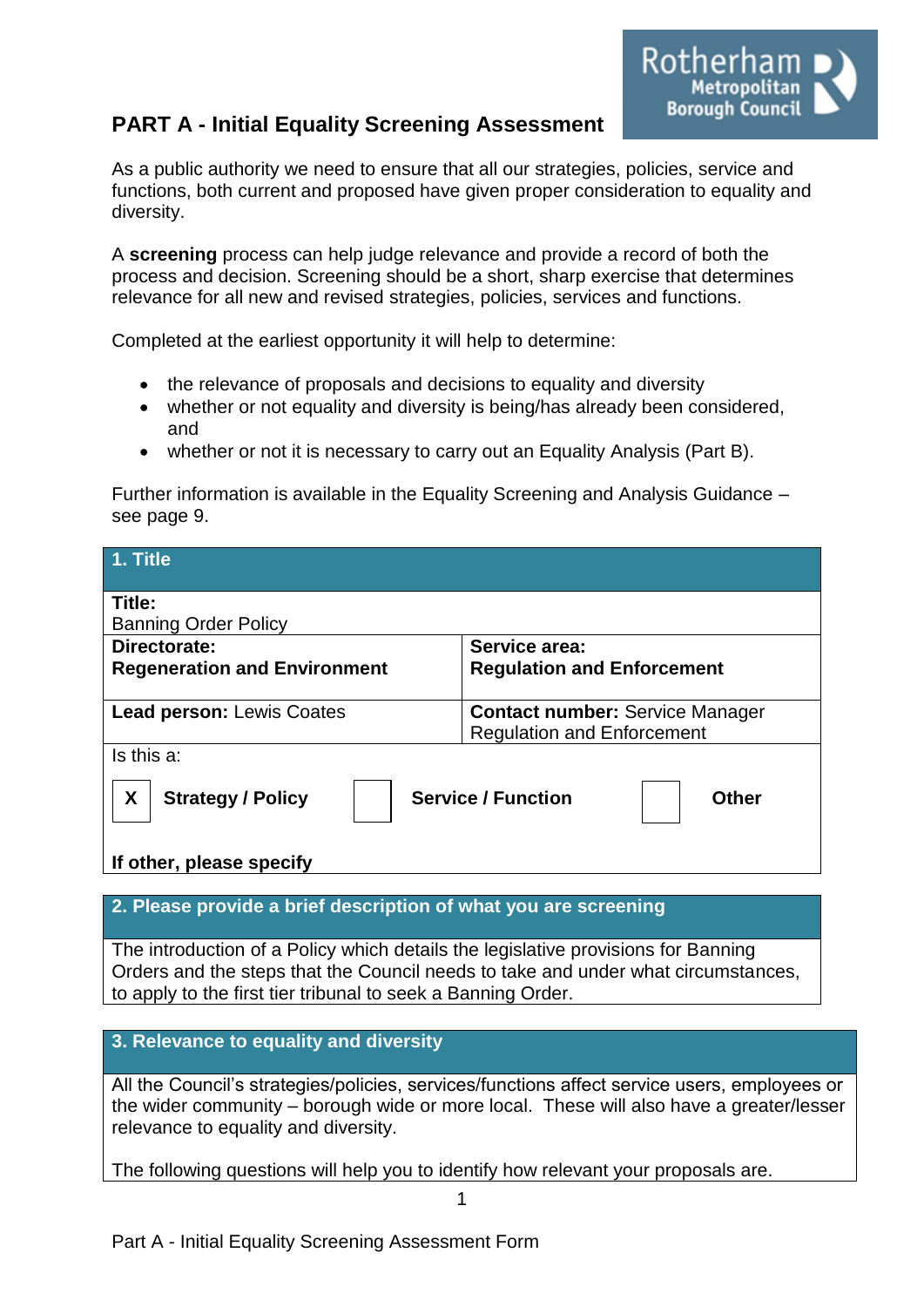# PART A - Initial Equality Screening Assessment

As a public authority we need to ensure that all our strategies, policies, service and functions, both current and proposed have given proper consideration to equality and diversity.

A **screening** process can help judge relevance and provide a record of both the process and decision. Screening should be a short, sharp exercise that determines relevance for all new and revised strategies, policies, services and functions.

Completed at the earliest opportunity it will help to determine:

- the relevance of proposals and decisions to equality and diversity
- whether or not equality and diversity is being/has already been considered, and
- whether or not it is necessary to carry out an Equality Analysis (Part B).

Further information is available in the Equality Screening and Analysis Guidance – see page 9.

| **1. Title** | |
|---|---|
| **Title:** Banning Order Policy | |
| **Directorate:** **Regeneration and Environment** | **Service area:** **Regulation and Enforcement** |
| **Lead person:** Lewis Coates | **Contact number:** Service Manager Regulation and Enforcement |
| Is this a: [X] **Strategy / Policy** [ ] **Service / Function** [ ] **Other** | |
| **If other, please specify** | |

| **2. Please provide a brief description of what you are screening** |
|---|
| The introduction of a Policy which details the legislative provisions for Banning Orders and the steps that the Council needs to take and under what circumstances, to apply to the first tier tribunal to seek a Banning Order. |

| **3. Relevance to equality and diversity** |
|---|
| All the Council's strategies/policies, services/functions affect service users, employees or the wider community – borough wide or more local. These will also have a greater/lesser relevance to equality and diversity.<br><br>The following questions will help you to identify how relevant your proposals are. |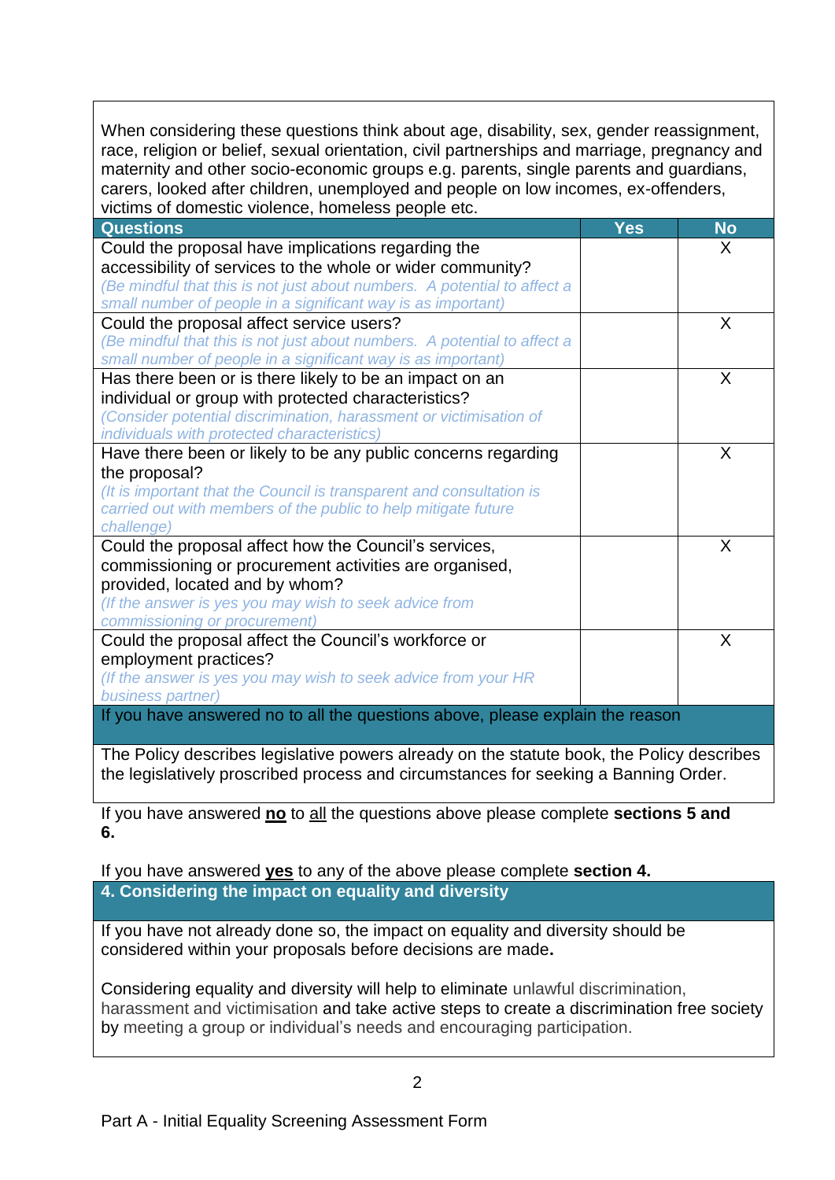When considering these questions think about age, disability, sex, gender reassignment, race, religion or belief, sexual orientation, civil partnerships and marriage, pregnancy and maternity and other socio-economic groups e.g. parents, single parents and guardians, carers, looked after children, unemployed and people on low incomes, ex-offenders, victims of domestic violence, homeless people etc.

| Questions | Yes | No |
|---|---|---|
| Could the proposal have implications regarding the accessibility of services to the whole or wider community? *(Be mindful that this is not just about numbers. A potential to affect a small number of people in a significant way is as important)* | | X |
| Could the proposal affect service users? *(Be mindful that this is not just about numbers. A potential to affect a small number of people in a significant way is as important)* | | X |
| Has there been or is there likely to be an impact on an individual or group with protected characteristics? *(Consider potential discrimination, harassment or victimisation of individuals with protected characteristics)* | | X |
| Have there been or likely to be any public concerns regarding the proposal? *(It is important that the Council is transparent and consultation is carried out with members of the public to help mitigate future challenge)* | | X |
| Could the proposal affect how the Council's services, commissioning or procurement activities are organised, provided, located and by whom? *(If the answer is yes you may wish to seek advice from commissioning or procurement)* | | X |
| Could the proposal affect the Council's workforce or employment practices? *(If the answer is yes you may wish to seek advice from your HR business partner)* | | X |

**If you have answered no to all the questions above, please explain the reason**

The Policy describes legislative powers already on the statute book, the Policy describes the legislatively proscribed process and circumstances for seeking a Banning Order.

If you have answered **no** to all the questions above please complete **sections 5 and 6.**

If you have answered **yes** to any of the above please complete **section 4.**

## 4. Considering the impact on equality and diversity

If you have not already done so, the impact on equality and diversity should be considered within your proposals before decisions are made**.**

Considering equality and diversity will help to eliminate unlawful discrimination, harassment and victimisation and take active steps to create a discrimination free society by meeting a group or individual's needs and encouraging participation.

Part A - Initial Equality Screening Assessment Form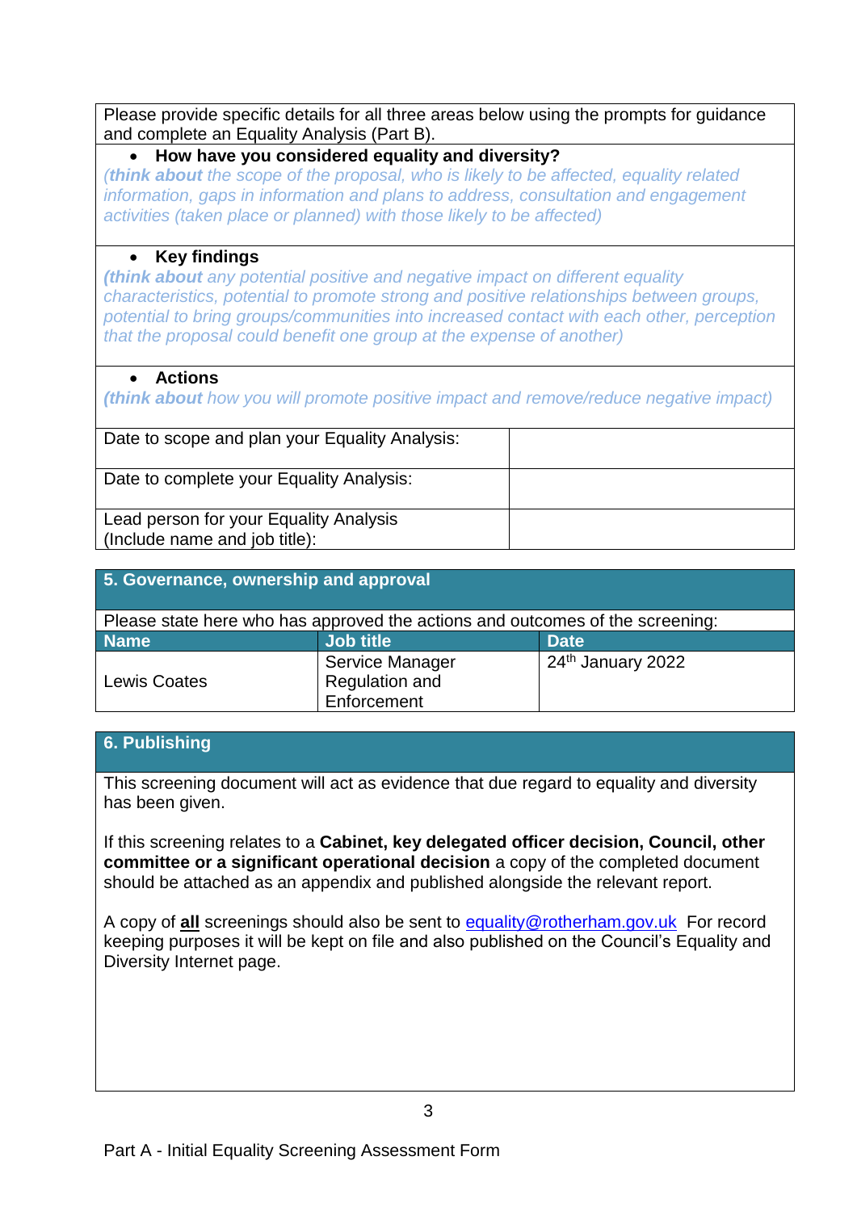Please provide specific details for all three areas below using the prompts for guidance and complete an Equality Analysis (Part B).

- **How have you considered equality and diversity?**

*(**think about** the scope of the proposal, who is likely to be affected, equality related information, gaps in information and plans to address, consultation and engagement activities (taken place or planned) with those likely to be affected)*

- **Key findings**

*(**think about** any potential positive and negative impact on different equality characteristics, potential to promote strong and positive relationships between groups, potential to bring groups/communities into increased contact with each other, perception that the proposal could benefit one group at the expense of another)*

- **Actions**

*(**think about** how you will promote positive impact and remove/reduce negative impact)*

| | |
|---|---|
| Date to scope and plan your Equality Analysis: | |
| Date to complete your Equality Analysis: | |
| Lead person for your Equality Analysis (Include name and job title): | |

## 5. Governance, ownership and approval

Please state here who has approved the actions and outcomes of the screening:

| Name | Job title | Date |
|---|---|---|
| Lewis Coates | Service Manager Regulation and Enforcement | 24th January 2022 |

## 6. Publishing

This screening document will act as evidence that due regard to equality and diversity has been given.

If this screening relates to a **Cabinet, key delegated officer decision, Council, other committee or a significant operational decision** a copy of the completed document should be attached as an appendix and published alongside the relevant report.

A copy of **all** screenings should also be sent to equality@rotherham.gov.uk For record keeping purposes it will be kept on file and also published on the Council's Equality and Diversity Internet page.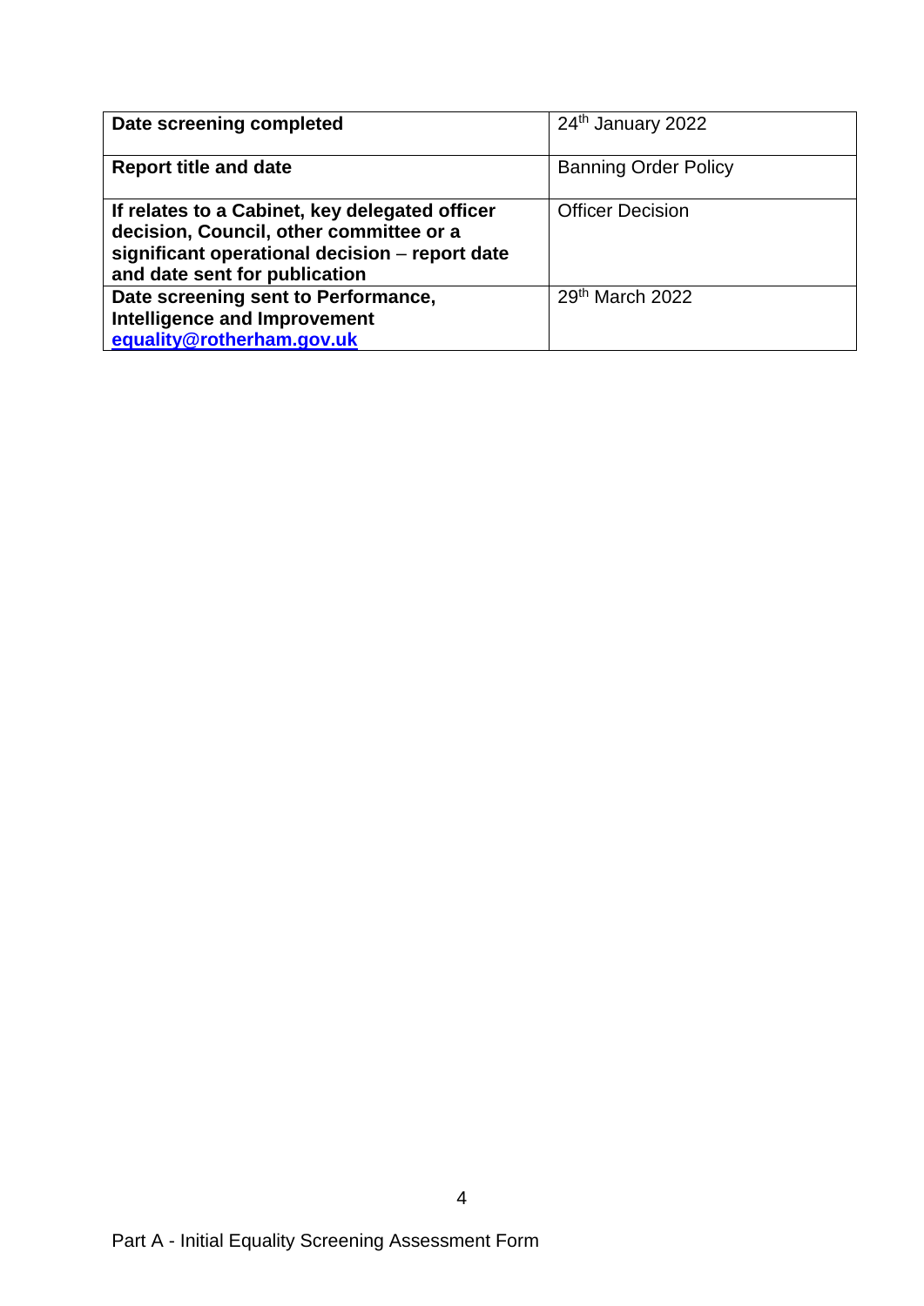| | |
|---|---|
| **Date screening completed** | 24th January 2022 |
| **Report title and date** | Banning Order Policy |
| **If relates to a Cabinet, key delegated officer decision, Council, other committee or a significant operational decision – report date and date sent for publication** | Officer Decision |
| **Date screening sent to Performance, Intelligence and Improvement equality@rotherham.gov.uk** | 29th March 2022 |

Part A - Initial Equality Screening Assessment Form